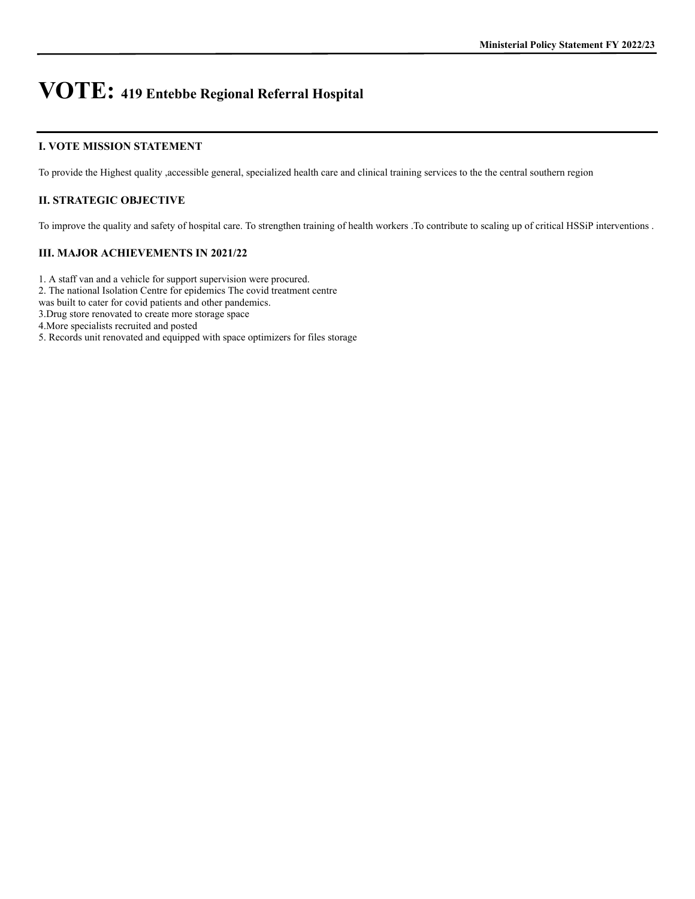# VOTE: 419 Entebbe Regional Referral Hospital

## I. VOTE MISSION STATEMENT

To provide the Highest quality ,accessible general, specialized health care and clinical training services to the the central southern region

## II. STRATEGIC OBJECTIVE

To improve the quality and safety of hospital care. To strengthen training of health workers .To contribute to scaling up of critical HSSiP interventions .

## III. MAJOR ACHIEVEMENTS IN 2021/22

1. A staff van and a vehicle for support supervision were procured.
2. The national Isolation Centre for epidemics The covid treatment centre was built to cater for covid patients and other pandemics.
3. Drug store renovated to create more storage space
4. More specialists recruited and posted
5. Records unit renovated and equipped with space optimizers for files storage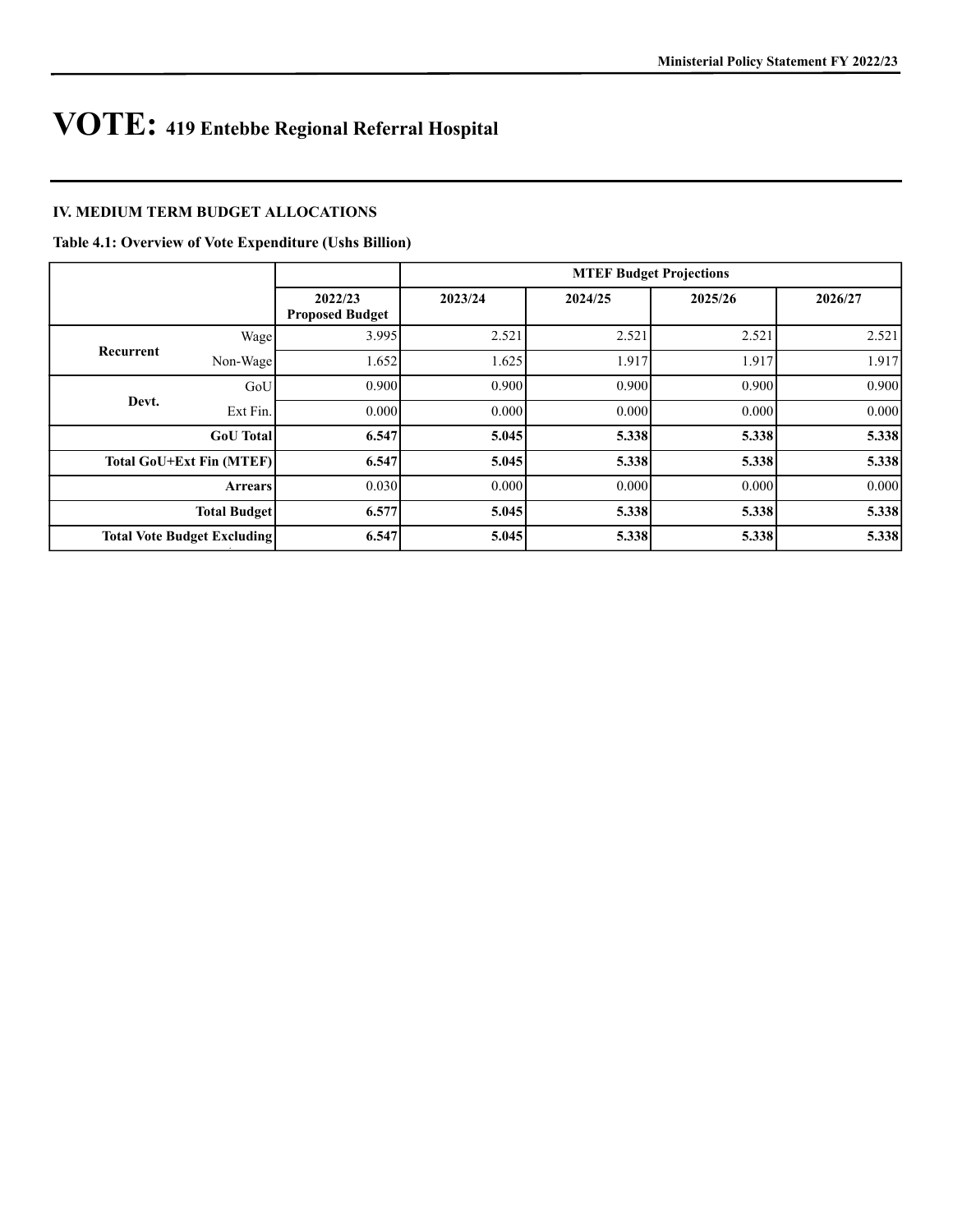# VOTE: 419 Entebbe Regional Referral Hospital

## IV. MEDIUM TERM BUDGET ALLOCATIONS

**Table 4.1: Overview of Vote Expenditure (Ushs Billion)**

| | | | MTEF Budget Projections | | | |
|---|---|---|---|---|---|---|
| | | **2022/23 Proposed Budget** | **2023/24** | **2024/25** | **2025/26** | **2026/27** |
| **Recurrent** | Wage | 3.995 | 2.521 | 2.521 | 2.521 | 2.521 |
| | Non-Wage | 1.652 | 1.625 | 1.917 | 1.917 | 1.917 |
| **Devt.** | GoU | 0.900 | 0.900 | 0.900 | 0.900 | 0.900 |
| | Ext Fin. | 0.000 | 0.000 | 0.000 | 0.000 | 0.000 |
| **GoU Total** | | **6.547** | **5.045** | **5.338** | **5.338** | **5.338** |
| **Total GoU+Ext Fin (MTEF)** | | **6.547** | **5.045** | **5.338** | **5.338** | **5.338** |
| **Arrears** | | 0.030 | 0.000 | 0.000 | 0.000 | 0.000 |
| **Total Budget** | | **6.577** | **5.045** | **5.338** | **5.338** | **5.338** |
| **Total Vote Budget Excluding** | | **6.547** | **5.045** | **5.338** | **5.338** | **5.338** |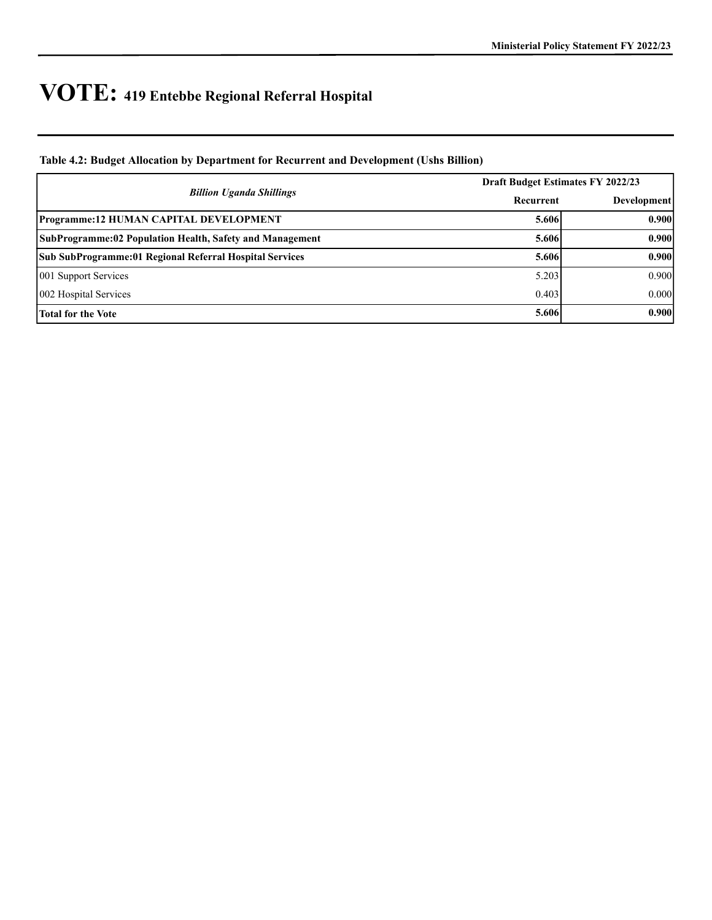# VOTE: 419 Entebbe Regional Referral Hospital

**Table 4.2: Budget Allocation by Department for Recurrent and Development (Ushs Billion)**

| *Billion Uganda Shillings* | Draft Budget Estimates FY 2022/23 | |
|---|---|---|
| | Recurrent | Development |
| **Programme:12 HUMAN CAPITAL DEVELOPMENT** | **5.606** | **0.900** |
| **SubProgramme:02 Population Health, Safety and Management** | **5.606** | **0.900** |
| **Sub SubProgramme:01 Regional Referral Hospital Services** | **5.606** | **0.900** |
| 001 Support Services | 5.203 | 0.900 |
| 002 Hospital Services | 0.403 | 0.000 |
| **Total for the Vote** | **5.606** | **0.900** |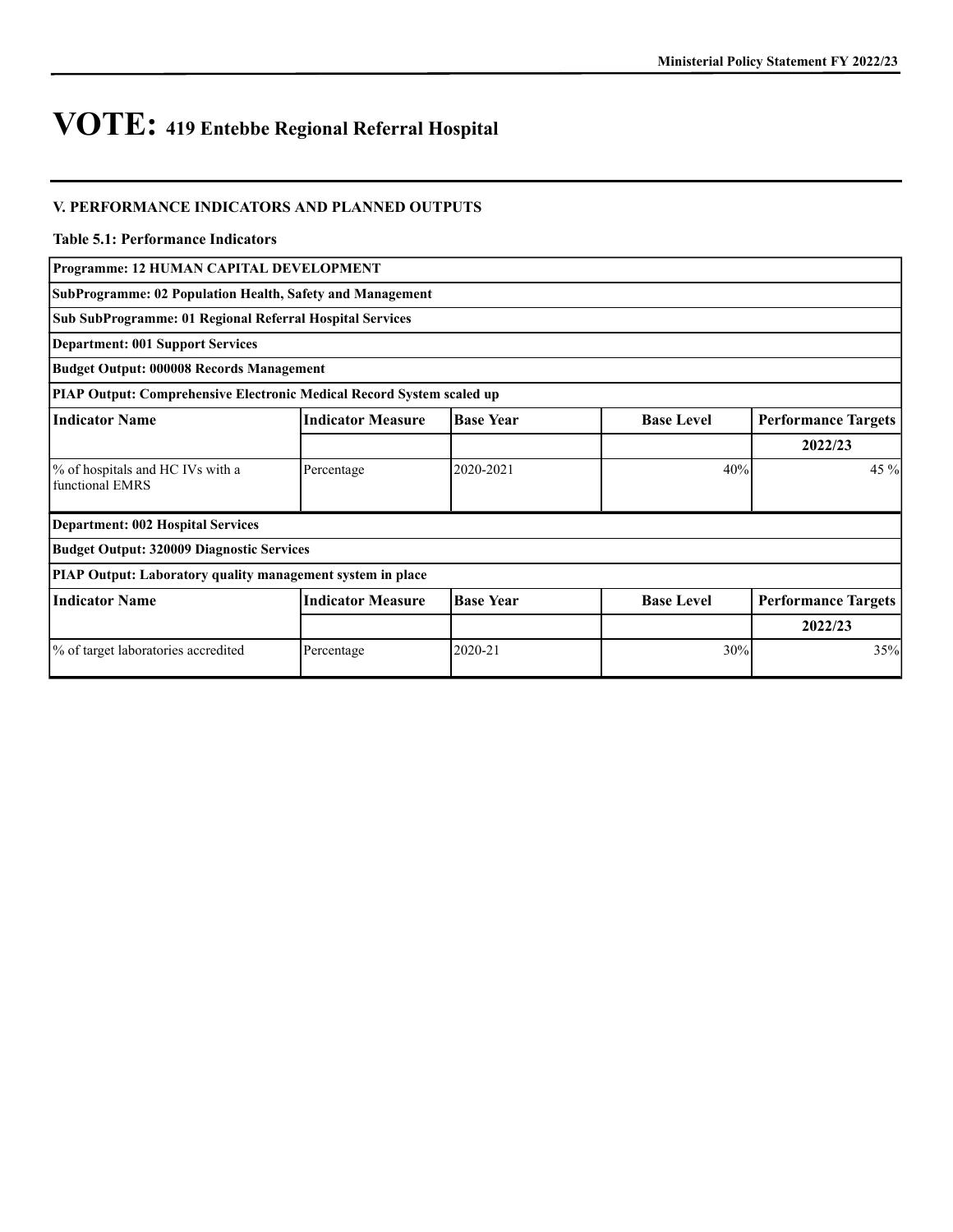# VOTE: 419 Entebbe Regional Referral Hospital

## V. PERFORMANCE INDICATORS AND PLANNED OUTPUTS

**Table 5.1: Performance Indicators**

| **Programme: 12 HUMAN CAPITAL DEVELOPMENT** | | | | |
|---|---|---|---|---|
| **SubProgramme: 02 Population Health, Safety and Management** | | | | |
| **Sub SubProgramme: 01 Regional Referral Hospital Services** | | | | |
| **Department: 001 Support Services** | | | | |
| **Budget Output: 000008 Records Management** | | | | |
| **PIAP Output: Comprehensive Electronic Medical Record System scaled up** | | | | |
| **Indicator Name** | **Indicator Measure** | **Base Year** | **Base Level** | **Performance Targets** |
| | | | | **2022/23** |
| % of hospitals and HC IVs with a functional EMRS | Percentage | 2020-2021 | 40% | 45 % |
| **Department: 002 Hospital Services** | | | | |
| **Budget Output: 320009 Diagnostic Services** | | | | |
| **PIAP Output: Laboratory quality management system in place** | | | | |
| **Indicator Name** | **Indicator Measure** | **Base Year** | **Base Level** | **Performance Targets** |
| | | | | **2022/23** |
| % of target laboratories accredited | Percentage | 2020-21 | 30% | 35% |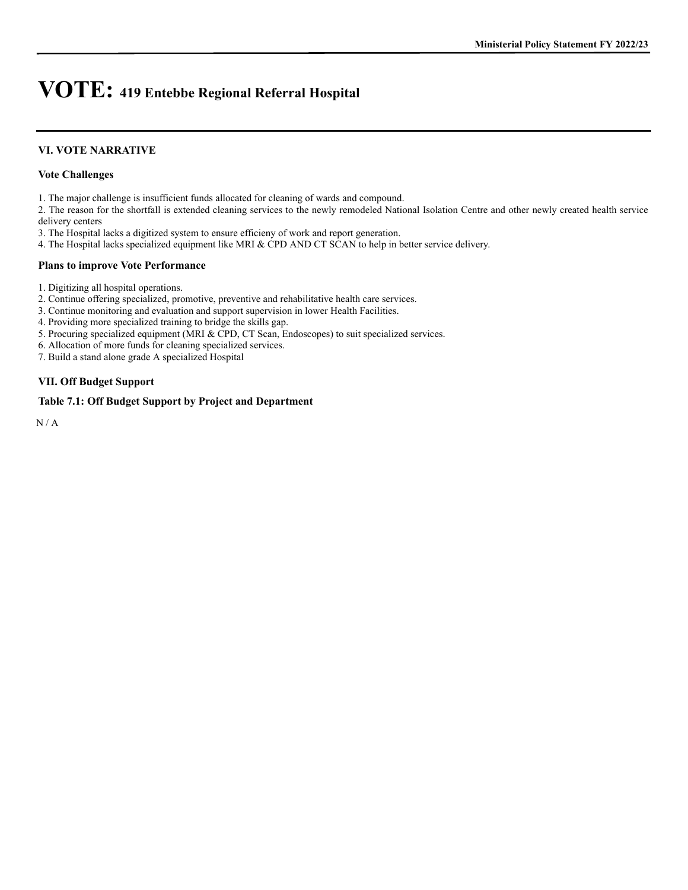# VOTE: 419 Entebbe Regional Referral Hospital

## VI. VOTE NARRATIVE

### Vote Challenges

1. The major challenge is insufficient funds allocated for cleaning of wards and compound.
2. The reason for the shortfall is extended cleaning services to the newly remodeled National Isolation Centre and other newly created health service delivery centers
3. The Hospital lacks a digitized system to ensure efficieny of work and report generation.
4. The Hospital lacks specialized equipment like MRI & CPD AND CT SCAN to help in better service delivery.

### Plans to improve Vote Performance

1. Digitizing all hospital operations.
2. Continue offering specialized, promotive, preventive and rehabilitative health care services.
3. Continue monitoring and evaluation and support supervision in lower Health Facilities.
4. Providing more specialized training to bridge the skills gap.
5. Procuring specialized equipment (MRI & CPD, CT Scan, Endoscopes) to suit specialized services.
6. Allocation of more funds for cleaning specialized services.
7. Build a stand alone grade A specialized Hospital

## VII. Off Budget Support

### Table 7.1: Off Budget Support by Project and Department

N / A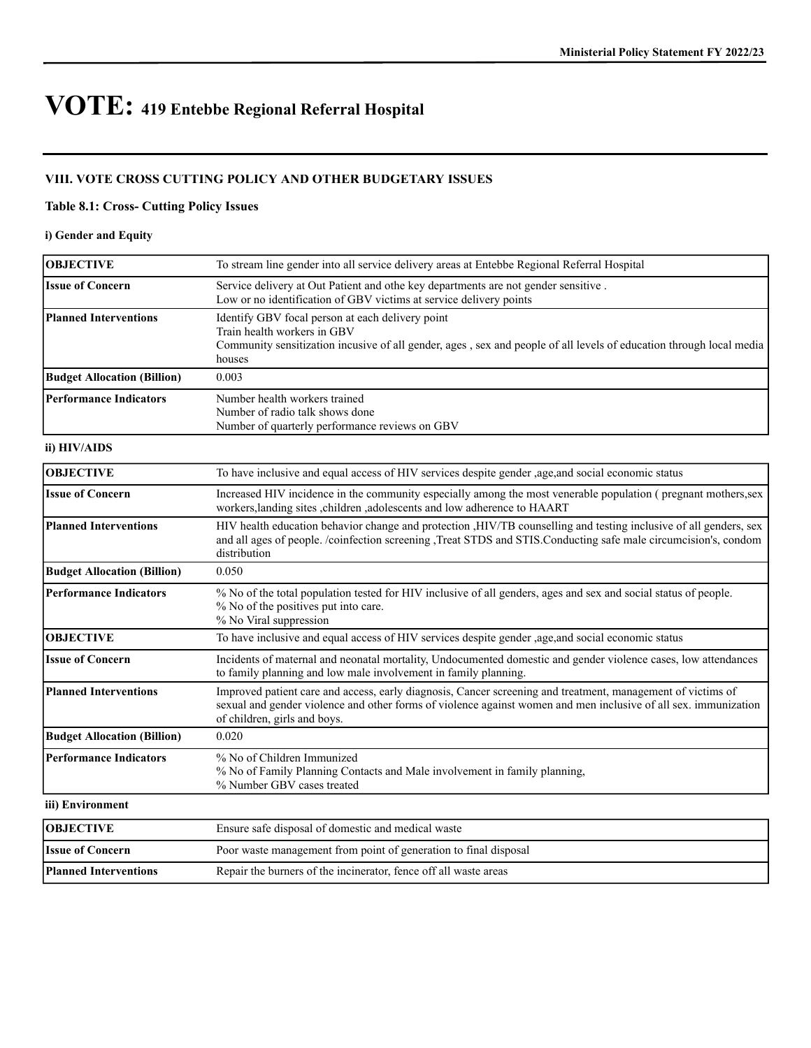# VOTE: 419 Entebbe Regional Referral Hospital

### VIII. VOTE CROSS CUTTING POLICY AND OTHER BUDGETARY ISSUES

**Table 8.1: Cross- Cutting Policy Issues**

**i) Gender and Equity**

| **OBJECTIVE** | To stream line gender into all service delivery areas at Entebbe Regional Referral Hospital |
|---|---|
| **Issue of Concern** | Service delivery at Out Patient and othe key departments are not gender sensitive .<br>Low or no identification of GBV victims at service delivery points |
| **Planned Interventions** | Identify GBV focal person at each delivery point<br>Train health workers in GBV<br>Community sensitization incusive of all gender, ages , sex and people of all levels of education through local media houses |
| **Budget Allocation (Billion)** | 0.003 |
| **Performance Indicators** | Number health workers trained<br>Number of radio talk shows done<br>Number of quarterly performance reviews on GBV |

**ii) HIV/AIDS**

| **OBJECTIVE** | To have inclusive and equal access of HIV services despite gender ,age,and social economic status |
|---|---|
| **Issue of Concern** | Increased HIV incidence in the community especially among the most venerable population ( pregnant mothers,sex workers,landing sites ,children ,adolescents and low adherence to HAART |
| **Planned Interventions** | HIV health education behavior change and protection ,HIV/TB counselling and testing inclusive of all genders, sex and all ages of people. /coinfection screening ,Treat STDS and STIS.Conducting safe male circumcision's, condom distribution |
| **Budget Allocation (Billion)** | 0.050 |
| **Performance Indicators** | % No of the total population tested for HIV inclusive of all genders, ages and sex and social status of people.<br>% No of the positives put into care.<br>% No Viral suppression |
| **OBJECTIVE** | To have inclusive and equal access of HIV services despite gender ,age,and social economic status |
| **Issue of Concern** | Incidents of maternal and neonatal mortality, Undocumented domestic and gender violence cases, low attendances to family planning and low male involvement in family planning. |
| **Planned Interventions** | Improved patient care and access, early diagnosis, Cancer screening and treatment, management of victims of sexual and gender violence and other forms of violence against women and men inclusive of all sex. immunization of children, girls and boys. |
| **Budget Allocation (Billion)** | 0.020 |
| **Performance Indicators** | % No of Children Immunized<br>% No of Family Planning Contacts and Male involvement in family planning,<br>% Number GBV cases treated |

**iii) Environment**

| **OBJECTIVE** | Ensure safe disposal of domestic and medical waste |
|---|---|
| **Issue of Concern** | Poor waste management from point of generation to final disposal |
| **Planned Interventions** | Repair the burners of the incinerator, fence off all waste areas |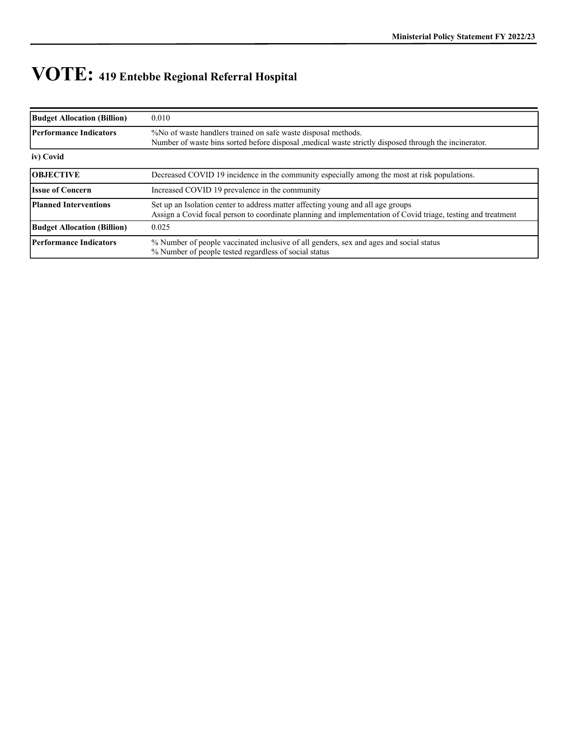# VOTE: 419 Entebbe Regional Referral Hospital

| | |
|---|---|
| **Budget Allocation (Billion)** | 0.010 |
| **Performance Indicators** | %No of waste handlers trained on safe waste disposal methods.<br>Number of waste bins sorted before disposal ,medical waste strictly disposed through the incinerator. |

**iv) Covid**

| | |
|---|---|
| **OBJECTIVE** | Decreased COVID 19 incidence in the community especially among the most at risk populations. |
| **Issue of Concern** | Increased COVID 19 prevalence in the community |
| **Planned Interventions** | Set up an Isolation center to address matter affecting young and all age groups<br>Assign a Covid focal person to coordinate planning and implementation of Covid triage, testing and treatment |
| **Budget Allocation (Billion)** | 0.025 |
| **Performance Indicators** | % Number of people vaccinated inclusive of all genders, sex and ages and social status<br>% Number of people tested regardless of social status |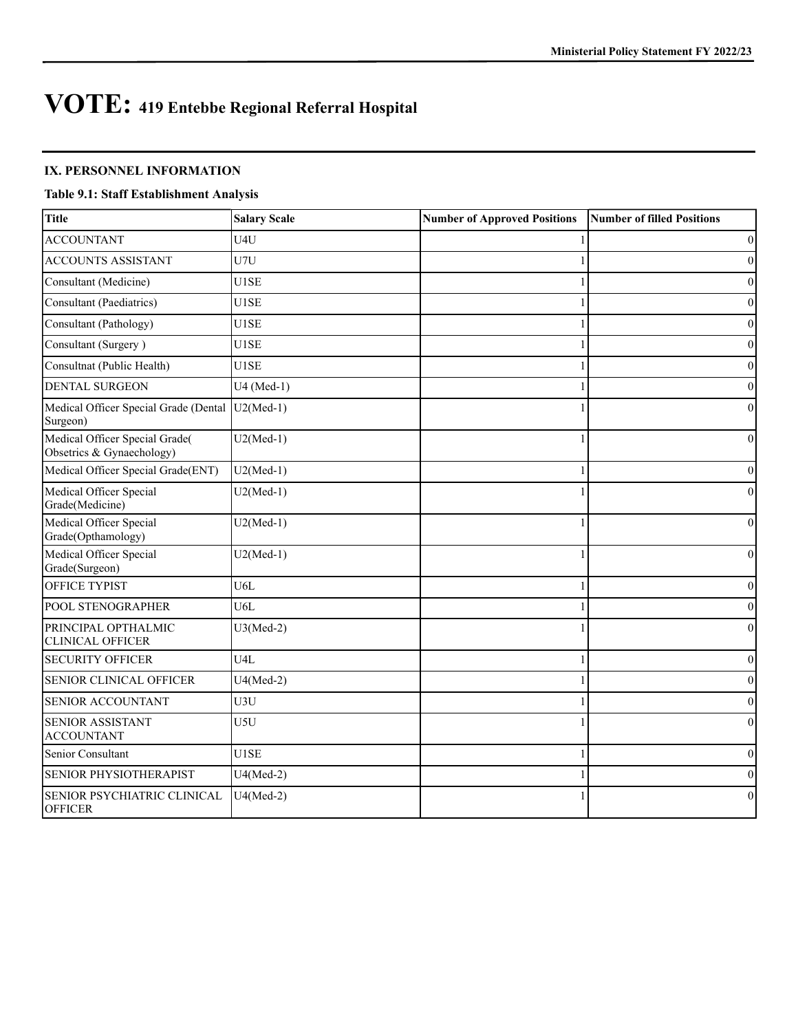# VOTE: 419 Entebbe Regional Referral Hospital

## IX. PERSONNEL INFORMATION

### Table 9.1: Staff Establishment Analysis

| Title | Salary Scale | Number of Approved Positions | Number of filled Positions |
|---|---|---|---|
| ACCOUNTANT | U4U | 1 | 0 |
| ACCOUNTS ASSISTANT | U7U | 1 | 0 |
| Consultant (Medicine) | U1SE | 1 | 0 |
| Consultant (Paediatrics) | U1SE | 1 | 0 |
| Consultant (Pathology) | U1SE | 1 | 0 |
| Consultant (Surgery ) | U1SE | 1 | 0 |
| Consultnat (Public Health) | U1SE | 1 | 0 |
| DENTAL SURGEON | U4 (Med-1) | 1 | 0 |
| Medical Officer Special Grade (Dental Surgeon) | U2(Med-1) | 1 | 0 |
| Medical Officer Special Grade( Obsetrics & Gynaechology) | U2(Med-1) | 1 | 0 |
| Medical Officer Special Grade(ENT) | U2(Med-1) | 1 | 0 |
| Medical Officer Special Grade(Medicine) | U2(Med-1) | 1 | 0 |
| Medical Officer Special Grade(Opthamology) | U2(Med-1) | 1 | 0 |
| Medical Officer Special Grade(Surgeon) | U2(Med-1) | 1 | 0 |
| OFFICE TYPIST | U6L | 1 | 0 |
| POOL STENOGRAPHER | U6L | 1 | 0 |
| PRINCIPAL OPTHALMIC CLINICAL OFFICER | U3(Med-2) | 1 | 0 |
| SECURITY OFFICER | U4L | 1 | 0 |
| SENIOR CLINICAL OFFICER | U4(Med-2) | 1 | 0 |
| SENIOR ACCOUNTANT | U3U | 1 | 0 |
| SENIOR ASSISTANT ACCOUNTANT | U5U | 1 | 0 |
| Senior Consultant | U1SE | 1 | 0 |
| SENIOR PHYSIOTHERAPIST | U4(Med-2) | 1 | 0 |
| SENIOR PSYCHIATRIC CLINICAL OFFICER | U4(Med-2) | 1 | 0 |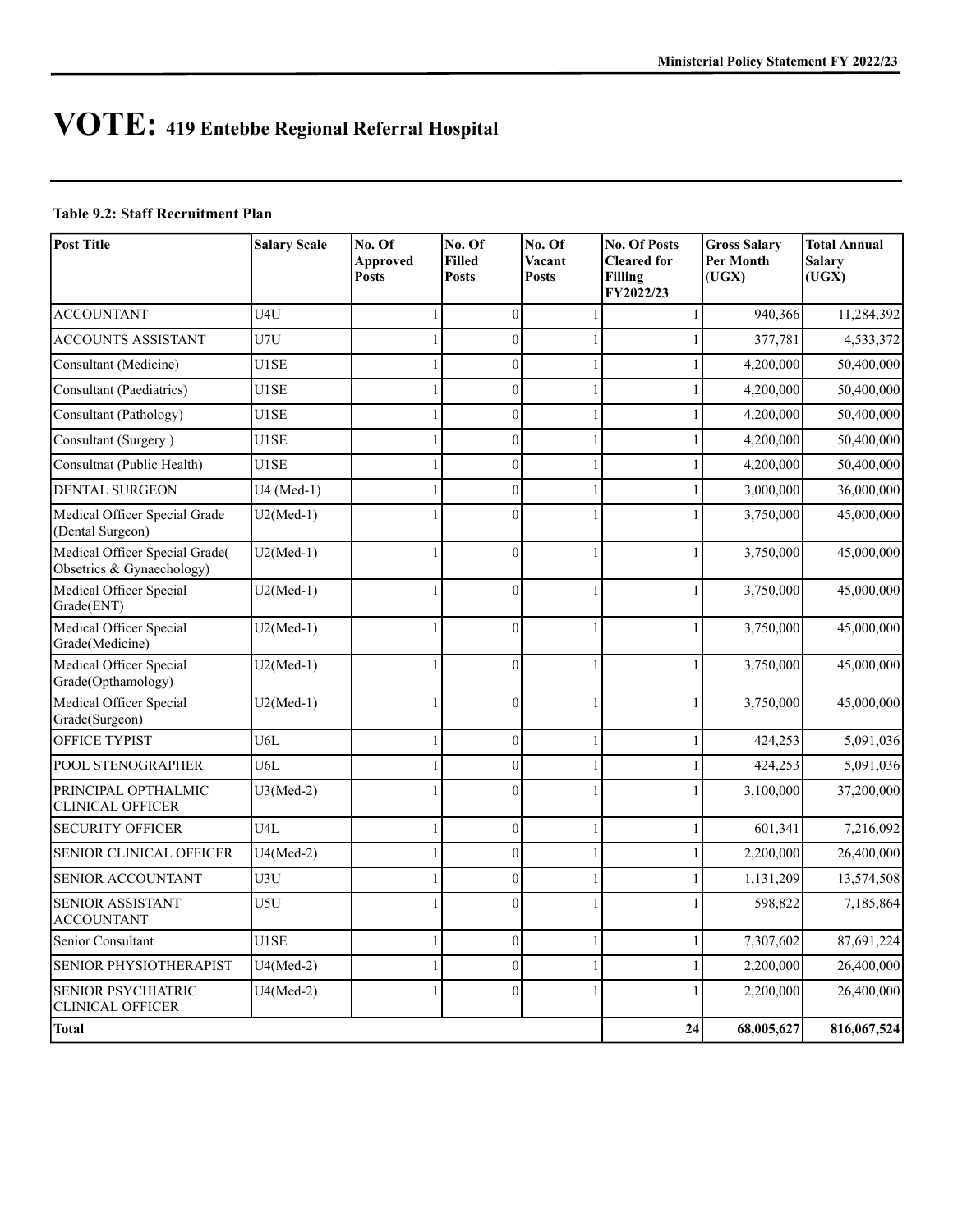# VOTE: 419 Entebbe Regional Referral Hospital

**Table 9.2: Staff Recruitment Plan**

| Post Title | Salary Scale | No. Of Approved Posts | No. Of Filled Posts | No. Of Vacant Posts | No. Of Posts Cleared for Filling FY2022/23 | Gross Salary Per Month (UGX) | Total Annual Salary (UGX) |
|---|---|---|---|---|---|---|---|
| ACCOUNTANT | U4U | 1 | 0 | 1 | 1 | 940,366 | 11,284,392 |
| ACCOUNTS ASSISTANT | U7U | 1 | 0 | 1 | 1 | 377,781 | 4,533,372 |
| Consultant (Medicine) | U1SE | 1 | 0 | 1 | 1 | 4,200,000 | 50,400,000 |
| Consultant (Paediatrics) | U1SE | 1 | 0 | 1 | 1 | 4,200,000 | 50,400,000 |
| Consultant (Pathology) | U1SE | 1 | 0 | 1 | 1 | 4,200,000 | 50,400,000 |
| Consultant (Surgery ) | U1SE | 1 | 0 | 1 | 1 | 4,200,000 | 50,400,000 |
| Consultnat (Public Health) | U1SE | 1 | 0 | 1 | 1 | 4,200,000 | 50,400,000 |
| DENTAL SURGEON | U4 (Med-1) | 1 | 0 | 1 | 1 | 3,000,000 | 36,000,000 |
| Medical Officer Special Grade (Dental Surgeon) | U2(Med-1) | 1 | 0 | 1 | 1 | 3,750,000 | 45,000,000 |
| Medical Officer Special Grade( Obsetrics & Gynaechology) | U2(Med-1) | 1 | 0 | 1 | 1 | 3,750,000 | 45,000,000 |
| Medical Officer Special Grade(ENT) | U2(Med-1) | 1 | 0 | 1 | 1 | 3,750,000 | 45,000,000 |
| Medical Officer Special Grade(Medicine) | U2(Med-1) | 1 | 0 | 1 | 1 | 3,750,000 | 45,000,000 |
| Medical Officer Special Grade(Opthamology) | U2(Med-1) | 1 | 0 | 1 | 1 | 3,750,000 | 45,000,000 |
| Medical Officer Special Grade(Surgeon) | U2(Med-1) | 1 | 0 | 1 | 1 | 3,750,000 | 45,000,000 |
| OFFICE TYPIST | U6L | 1 | 0 | 1 | 1 | 424,253 | 5,091,036 |
| POOL STENOGRAPHER | U6L | 1 | 0 | 1 | 1 | 424,253 | 5,091,036 |
| PRINCIPAL OPTHALMIC CLINICAL OFFICER | U3(Med-2) | 1 | 0 | 1 | 1 | 3,100,000 | 37,200,000 |
| SECURITY OFFICER | U4L | 1 | 0 | 1 | 1 | 601,341 | 7,216,092 |
| SENIOR CLINICAL OFFICER | U4(Med-2) | 1 | 0 | 1 | 1 | 2,200,000 | 26,400,000 |
| SENIOR ACCOUNTANT | U3U | 1 | 0 | 1 | 1 | 1,131,209 | 13,574,508 |
| SENIOR ASSISTANT ACCOUNTANT | U5U | 1 | 0 | 1 | 1 | 598,822 | 7,185,864 |
| Senior Consultant | U1SE | 1 | 0 | 1 | 1 | 7,307,602 | 87,691,224 |
| SENIOR PHYSIOTHERAPIST | U4(Med-2) | 1 | 0 | 1 | 1 | 2,200,000 | 26,400,000 |
| SENIOR PSYCHIATRIC CLINICAL OFFICER | U4(Med-2) | 1 | 0 | 1 | 1 | 2,200,000 | 26,400,000 |
| **Total** | | | | | **24** | **68,005,627** | **816,067,524** |